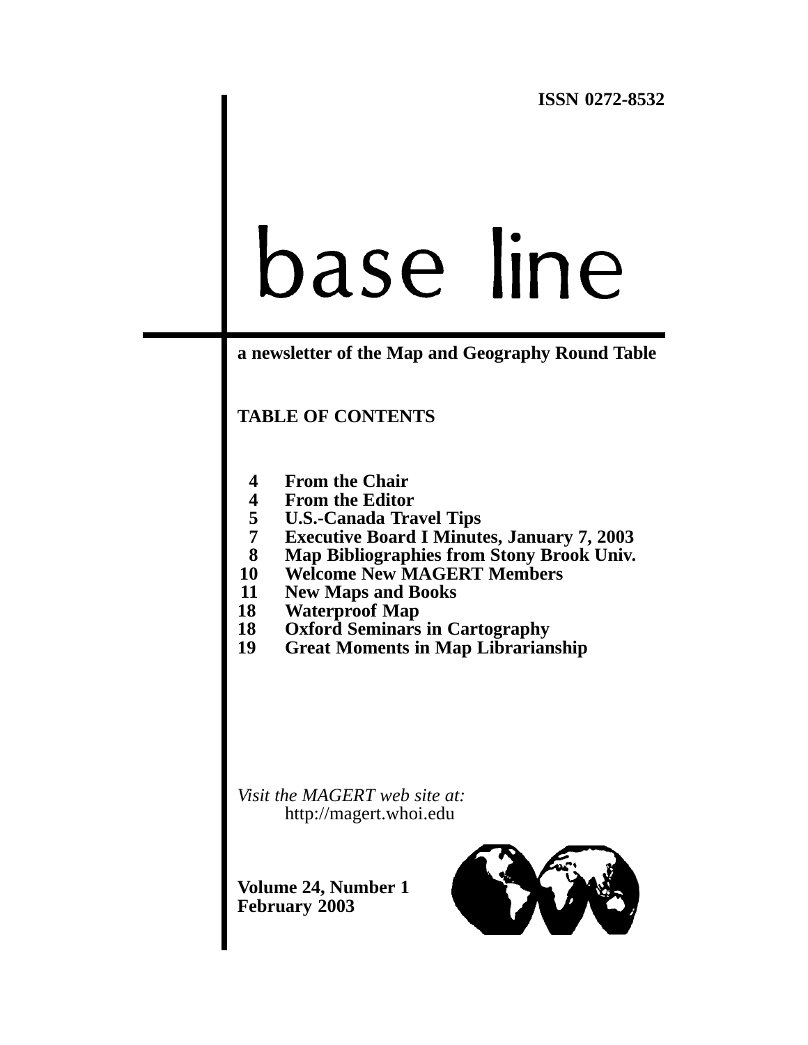ISSN 0272-8532

# base line

**a newsletter of the Map and Geography Round Table**

## TABLE OF CONTENTS

| | |
|---|---|
| **4** | **From the Chair** |
| **4** | **From the Editor** |
| **5** | **U.S.-Canada Travel Tips** |
| **7** | **Executive Board I Minutes, January 7, 2003** |
| **8** | **Map Bibliographies from Stony Brook Univ.** |
| **10** | **Welcome New MAGERT Members** |
| **11** | **New Maps and Books** |
| **18** | **Waterproof Map** |
| **18** | **Oxford Seminars in Cartography** |
| **19** | **Great Moments in Map Librarianship** |

*Visit the MAGERT web site at:*
http://magert.whoi.edu

**Volume 24, Number 1**
**February 2003**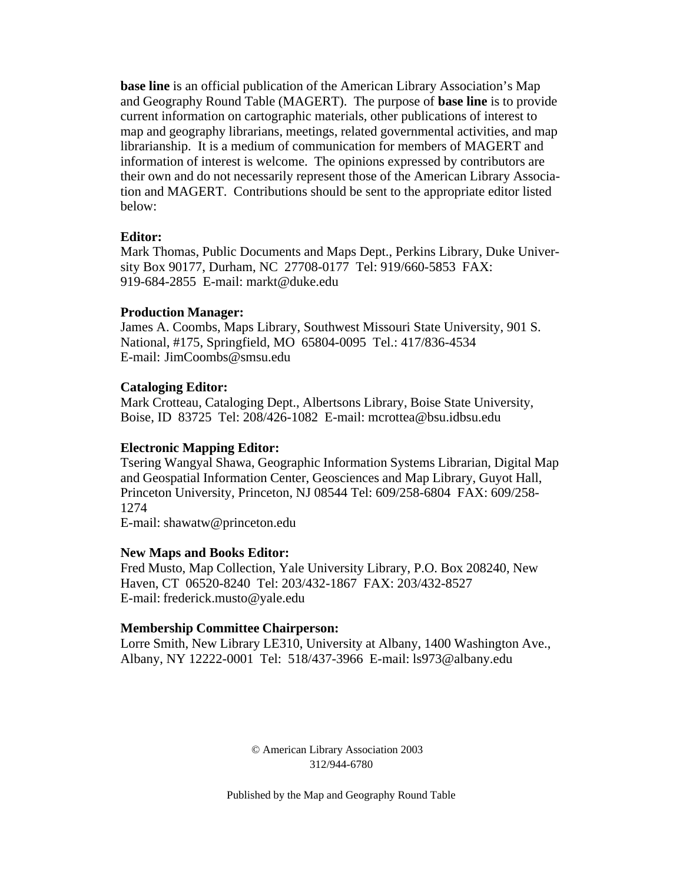**base line** is an official publication of the American Library Association's Map and Geography Round Table (MAGERT). The purpose of **base line** is to provide current information on cartographic materials, other publications of interest to map and geography librarians, meetings, related governmental activities, and map librarianship. It is a medium of communication for members of MAGERT and information of interest is welcome. The opinions expressed by contributors are their own and do not necessarily represent those of the American Library Association and MAGERT. Contributions should be sent to the appropriate editor listed below:

**Editor:**
Mark Thomas, Public Documents and Maps Dept., Perkins Library, Duke University Box 90177, Durham, NC 27708-0177 Tel: 919/660-5853 FAX: 919-684-2855 E-mail: markt@duke.edu

**Production Manager:**
James A. Coombs, Maps Library, Southwest Missouri State University, 901 S. National, #175, Springfield, MO 65804-0095 Tel.: 417/836-4534
E-mail: JimCoombs@smsu.edu

**Cataloging Editor:**
Mark Crotteau, Cataloging Dept., Albertsons Library, Boise State University, Boise, ID 83725 Tel: 208/426-1082 E-mail: mcrottea@bsu.idbsu.edu

**Electronic Mapping Editor:**
Tsering Wangyal Shawa, Geographic Information Systems Librarian, Digital Map and Geospatial Information Center, Geosciences and Map Library, Guyot Hall, Princeton University, Princeton, NJ 08544 Tel: 609/258-6804 FAX: 609/258-1274
E-mail: shawatw@princeton.edu

**New Maps and Books Editor:**
Fred Musto, Map Collection, Yale University Library, P.O. Box 208240, New Haven, CT 06520-8240 Tel: 203/432-1867 FAX: 203/432-8527
E-mail: frederick.musto@yale.edu

**Membership Committee Chairperson:**
Lorre Smith, New Library LE310, University at Albany, 1400 Washington Ave., Albany, NY 12222-0001 Tel: 518/437-3966 E-mail: ls973@albany.edu

© American Library Association 2003
312/944-6780

Published by the Map and Geography Round Table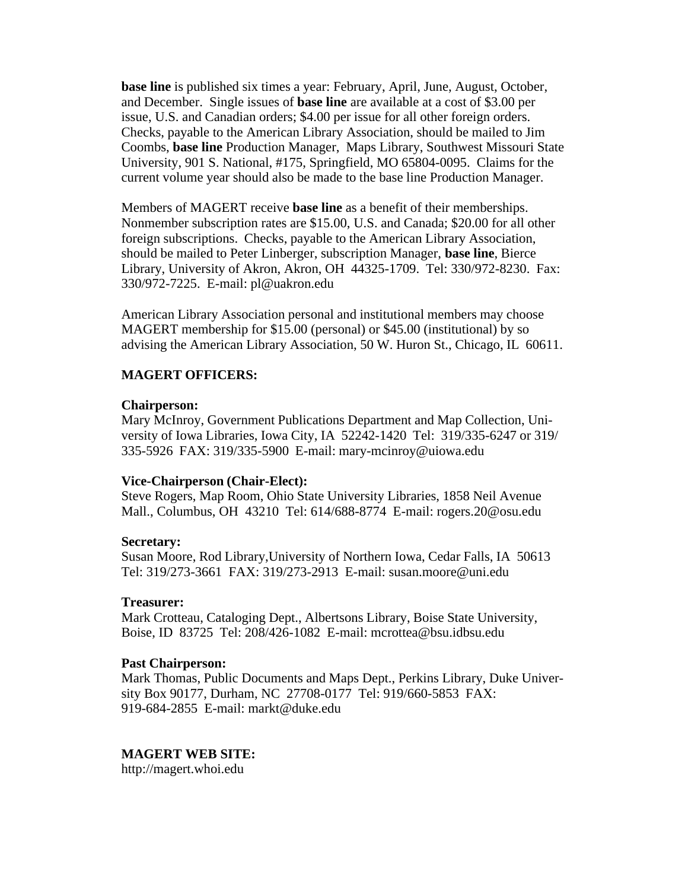**base line** is published six times a year: February, April, June, August, October, and December. Single issues of **base line** are available at a cost of $3.00 per issue, U.S. and Canadian orders; $4.00 per issue for all other foreign orders. Checks, payable to the American Library Association, should be mailed to Jim Coombs, **base line** Production Manager, Maps Library, Southwest Missouri State University, 901 S. National, #175, Springfield, MO 65804-0095. Claims for the current volume year should also be made to the base line Production Manager.

Members of MAGERT receive **base line** as a benefit of their memberships. Nonmember subscription rates are $15.00, U.S. and Canada; $20.00 for all other foreign subscriptions. Checks, payable to the American Library Association, should be mailed to Peter Linberger, subscription Manager, **base line**, Bierce Library, University of Akron, Akron, OH 44325-1709. Tel: 330/972-8230. Fax: 330/972-7225. E-mail: pl@uakron.edu

American Library Association personal and institutional members may choose MAGERT membership for $15.00 (personal) or $45.00 (institutional) by so advising the American Library Association, 50 W. Huron St., Chicago, IL 60611.

**MAGERT OFFICERS:**

**Chairperson:**
Mary McInroy, Government Publications Department and Map Collection, University of Iowa Libraries, Iowa City, IA 52242-1420 Tel: 319/335-6247 or 319/335-5926 FAX: 319/335-5900 E-mail: mary-mcinroy@uiowa.edu

**Vice-Chairperson (Chair-Elect):**
Steve Rogers, Map Room, Ohio State University Libraries, 1858 Neil Avenue Mall., Columbus, OH 43210 Tel: 614/688-8774 E-mail: rogers.20@osu.edu

**Secretary:**
Susan Moore, Rod Library,University of Northern Iowa, Cedar Falls, IA 50613 Tel: 319/273-3661 FAX: 319/273-2913 E-mail: susan.moore@uni.edu

**Treasurer:**
Mark Crotteau, Cataloging Dept., Albertsons Library, Boise State University, Boise, ID 83725 Tel: 208/426-1082 E-mail: mcrottea@bsu.idbsu.edu

**Past Chairperson:**
Mark Thomas, Public Documents and Maps Dept., Perkins Library, Duke University Box 90177, Durham, NC 27708-0177 Tel: 919/660-5853 FAX: 919-684-2855 E-mail: markt@duke.edu

**MAGERT WEB SITE:**
http://magert.whoi.edu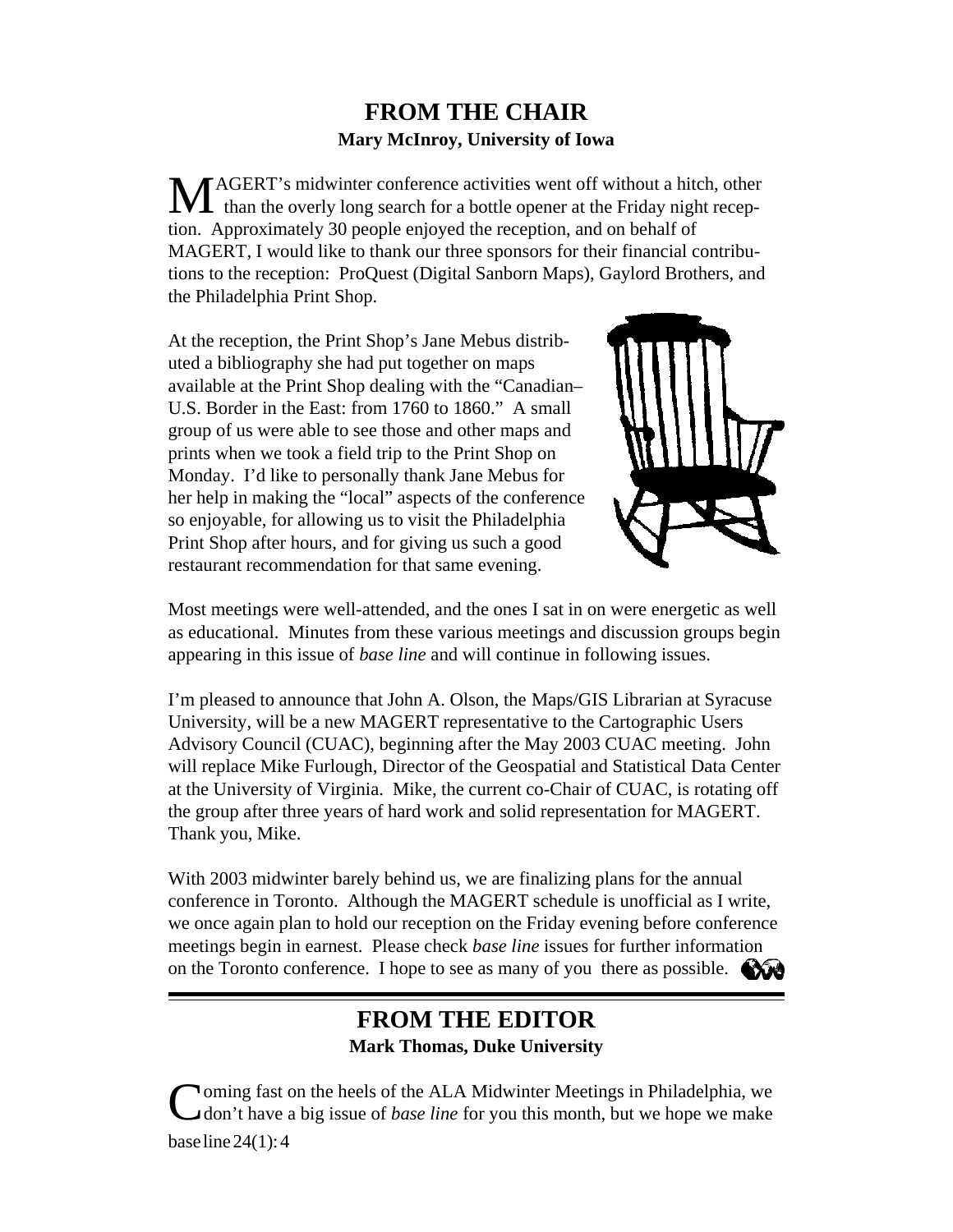## FROM THE CHAIR

**Mary McInroy, University of Iowa**

MAGERT's midwinter conference activities went off without a hitch, other than the overly long search for a bottle opener at the Friday night reception. Approximately 30 people enjoyed the reception, and on behalf of MAGERT, I would like to thank our three sponsors for their financial contributions to the reception: ProQuest (Digital Sanborn Maps), Gaylord Brothers, and the Philadelphia Print Shop.

At the reception, the Print Shop's Jane Mebus distributed a bibliography she had put together on maps available at the Print Shop dealing with the "Canadian–U.S. Border in the East: from 1760 to 1860." A small group of us were able to see those and other maps and prints when we took a field trip to the Print Shop on Monday. I'd like to personally thank Jane Mebus for her help in making the "local" aspects of the conference so enjoyable, for allowing us to visit the Philadelphia Print Shop after hours, and for giving us such a good restaurant recommendation for that same evening.

Most meetings were well-attended, and the ones I sat in on were energetic as well as educational. Minutes from these various meetings and discussion groups begin appearing in this issue of *base line* and will continue in following issues.

I'm pleased to announce that John A. Olson, the Maps/GIS Librarian at Syracuse University, will be a new MAGERT representative to the Cartographic Users Advisory Council (CUAC), beginning after the May 2003 CUAC meeting. John will replace Mike Furlough, Director of the Geospatial and Statistical Data Center at the University of Virginia. Mike, the current co-Chair of CUAC, is rotating off the group after three years of hard work and solid representation for MAGERT. Thank you, Mike.

With 2003 midwinter barely behind us, we are finalizing plans for the annual conference in Toronto. Although the MAGERT schedule is unofficial as I write, we once again plan to hold our reception on the Friday evening before conference meetings begin in earnest. Please check *base line* issues for further information on the Toronto conference. I hope to see as many of you there as possible.

## FROM THE EDITOR

**Mark Thomas, Duke University**

Coming fast on the heels of the ALA Midwinter Meetings in Philadelphia, we don't have a big issue of *base line* for you this month, but we hope we make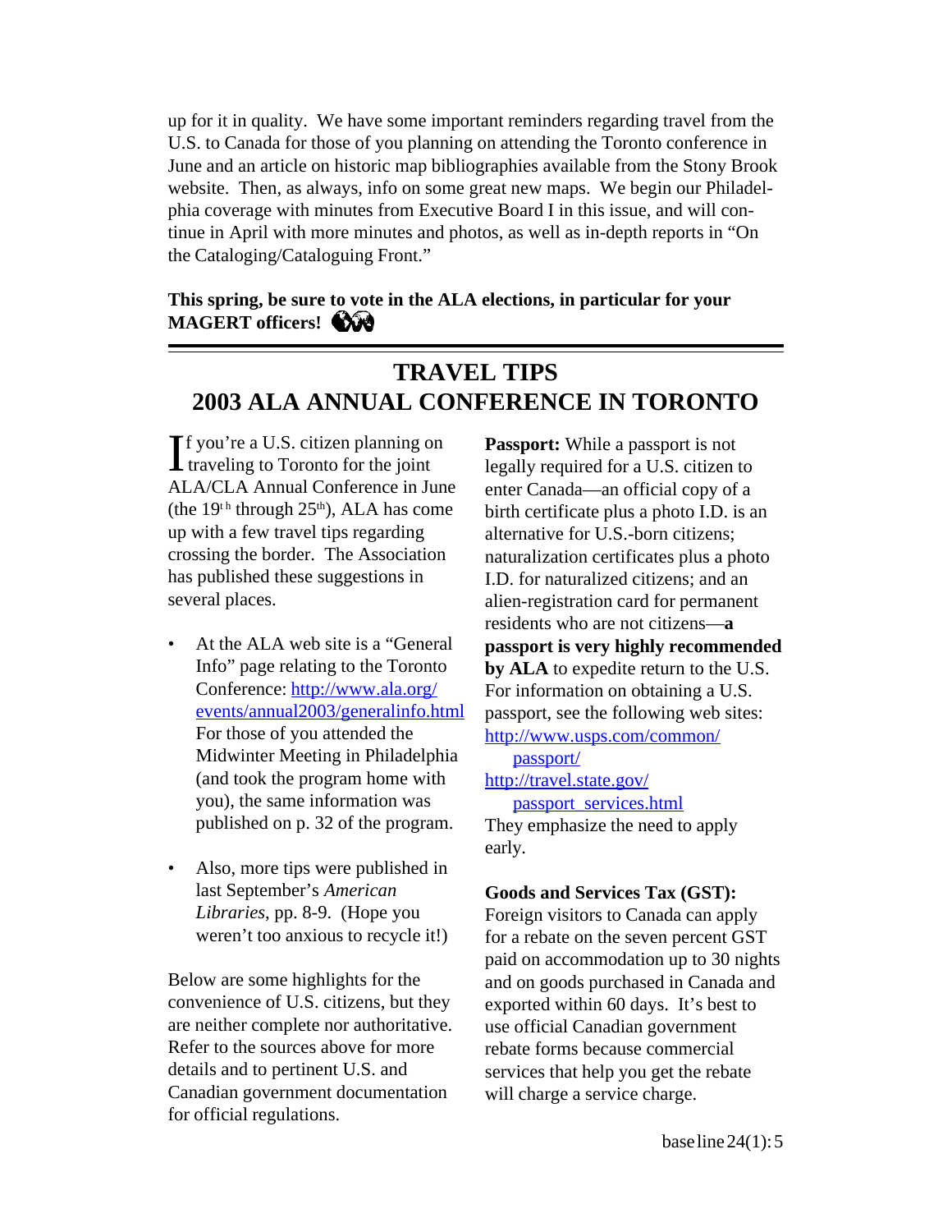up for it in quality. We have some important reminders regarding travel from the U.S. to Canada for those of you planning on attending the Toronto conference in June and an article on historic map bibliographies available from the Stony Brook website. Then, as always, info on some great new maps. We begin our Philadelphia coverage with minutes from Executive Board I in this issue, and will continue in April with more minutes and photos, as well as in-depth reports in "On the Cataloging/Cataloguing Front."

**This spring, be sure to vote in the ALA elections, in particular for your MAGERT officers!**

---

## TRAVEL TIPS
## 2003 ALA ANNUAL CONFERENCE IN TORONTO

If you're a U.S. citizen planning on traveling to Toronto for the joint ALA/CLA Annual Conference in June (the 19th through 25th), ALA has come up with a few travel tips regarding crossing the border. The Association has published these suggestions in several places.

- At the ALA web site is a "General Info" page relating to the Toronto Conference: http://www.ala.org/events/annual2003/generalinfo.html For those of you attended the Midwinter Meeting in Philadelphia (and took the program home with you), the same information was published on p. 32 of the program.

- Also, more tips were published in last September's *American Libraries*, pp. 8-9. (Hope you weren't too anxious to recycle it!)

Below are some highlights for the convenience of U.S. citizens, but they are neither complete nor authoritative. Refer to the sources above for more details and to pertinent U.S. and Canadian government documentation for official regulations.

**Passport:** While a passport is not legally required for a U.S. citizen to enter Canada—an official copy of a birth certificate plus a photo I.D. is an alternative for U.S.-born citizens; naturalization certificates plus a photo I.D. for naturalized citizens; and an alien-registration card for permanent residents who are not citizens—**a passport is very highly recommended by ALA** to expedite return to the U.S. For information on obtaining a U.S. passport, see the following web sites:
http://www.usps.com/common/passport/
http://travel.state.gov/passport_services.html
They emphasize the need to apply early.

**Goods and Services Tax (GST):** Foreign visitors to Canada can apply for a rebate on the seven percent GST paid on accommodation up to 30 nights and on goods purchased in Canada and exported within 60 days. It's best to use official Canadian government rebate forms because commercial services that help you get the rebate will charge a service charge.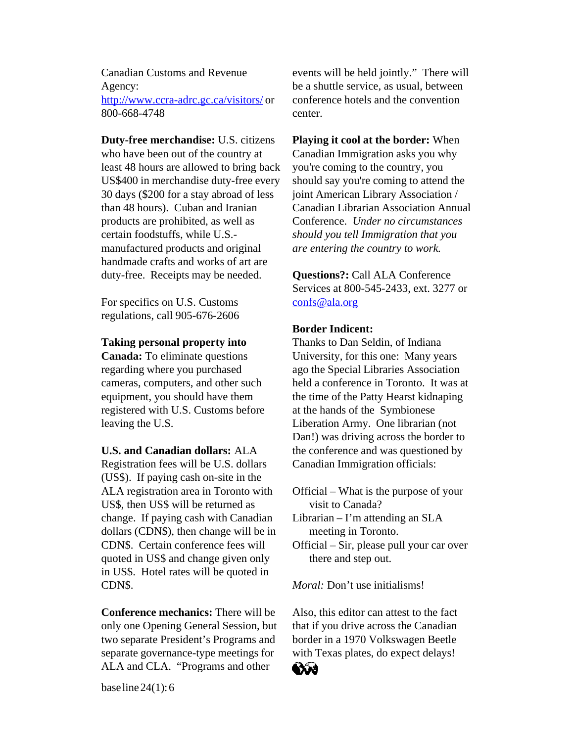Canadian Customs and Revenue Agency: http://www.ccra-adrc.gc.ca/visitors/ or 800-668-4748

**Duty-free merchandise:** U.S. citizens who have been out of the country at least 48 hours are allowed to bring back US$400 in merchandise duty-free every 30 days ($200 for a stay abroad of less than 48 hours). Cuban and Iranian products are prohibited, as well as certain foodstuffs, while U.S.-manufactured products and original handmade crafts and works of art are duty-free. Receipts may be needed.

For specifics on U.S. Customs regulations, call 905-676-2606

**Taking personal property into Canada:** To eliminate questions regarding where you purchased cameras, computers, and other such equipment, you should have them registered with U.S. Customs before leaving the U.S.

**U.S. and Canadian dollars:** ALA Registration fees will be U.S. dollars (US$). If paying cash on-site in the ALA registration area in Toronto with US$, then US$ will be returned as change. If paying cash with Canadian dollars (CDN$), then change will be in CDN$. Certain conference fees will quoted in US$ and change given only in US$. Hotel rates will be quoted in CDN$.

**Conference mechanics:** There will be only one Opening General Session, but two separate President's Programs and separate governance-type meetings for ALA and CLA. "Programs and other events will be held jointly." There will be a shuttle service, as usual, between conference hotels and the convention center.

**Playing it cool at the border:** When Canadian Immigration asks you why you're coming to the country, you should say you're coming to attend the joint American Library Association / Canadian Librarian Association Annual Conference. *Under no circumstances should you tell Immigration that you are entering the country to work.*

**Questions?:** Call ALA Conference Services at 800-545-2433, ext. 3277 or confs@ala.org

**Border Indicent:**
Thanks to Dan Seldin, of Indiana University, for this one: Many years ago the Special Libraries Association held a conference in Toronto. It was at the time of the Patty Hearst kidnaping at the hands of the Symbionese Liberation Army. One librarian (not Dan!) was driving across the border to the conference and was questioned by Canadian Immigration officials:

Official – What is the purpose of your visit to Canada?
Librarian – I'm attending an SLA meeting in Toronto.
Official – Sir, please pull your car over there and step out.

*Moral:* Don't use initialisms!

Also, this editor can attest to the fact that if you drive across the Canadian border in a 1970 Volkswagen Beetle with Texas plates, do expect delays!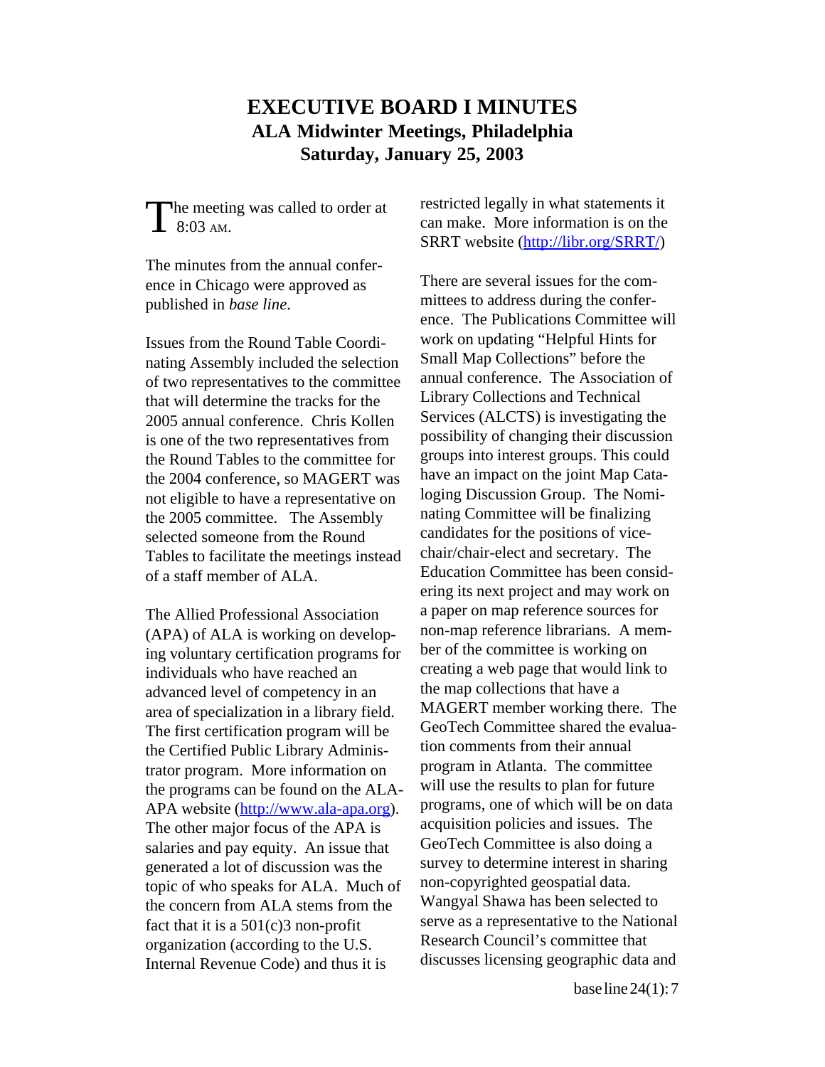# EXECUTIVE BOARD I MINUTES

**ALA Midwinter Meetings, Philadelphia**
**Saturday, January 25, 2003**

The meeting was called to order at 8:03 AM.

The minutes from the annual conference in Chicago were approved as published in *base line*.

Issues from the Round Table Coordinating Assembly included the selection of two representatives to the committee that will determine the tracks for the 2005 annual conference. Chris Kollen is one of the two representatives from the Round Tables to the committee for the 2004 conference, so MAGERT was not eligible to have a representative on the 2005 committee. The Assembly selected someone from the Round Tables to facilitate the meetings instead of a staff member of ALA.

The Allied Professional Association (APA) of ALA is working on developing voluntary certification programs for individuals who have reached an advanced level of competency in an area of specialization in a library field. The first certification program will be the Certified Public Library Administrator program. More information on the programs can be found on the ALA-APA website (http://www.ala-apa.org). The other major focus of the APA is salaries and pay equity. An issue that generated a lot of discussion was the topic of who speaks for ALA. Much of the concern from ALA stems from the fact that it is a 501(c)3 non-profit organization (according to the U.S. Internal Revenue Code) and thus it is restricted legally in what statements it can make. More information is on the SRRT website (http://libr.org/SRRT/)

There are several issues for the committees to address during the conference. The Publications Committee will work on updating "Helpful Hints for Small Map Collections" before the annual conference. The Association of Library Collections and Technical Services (ALCTS) is investigating the possibility of changing their discussion groups into interest groups. This could have an impact on the joint Map Cataloging Discussion Group. The Nominating Committee will be finalizing candidates for the positions of vice-chair/chair-elect and secretary. The Education Committee has been considering its next project and may work on a paper on map reference sources for non-map reference librarians. A member of the committee is working on creating a web page that would link to the map collections that have a MAGERT member working there. The GeoTech Committee shared the evaluation comments from their annual program in Atlanta. The committee will use the results to plan for future programs, one of which will be on data acquisition policies and issues. The GeoTech Committee is also doing a survey to determine interest in sharing non-copyrighted geospatial data. Wangyal Shawa has been selected to serve as a representative to the National Research Council's committee that discusses licensing geographic data and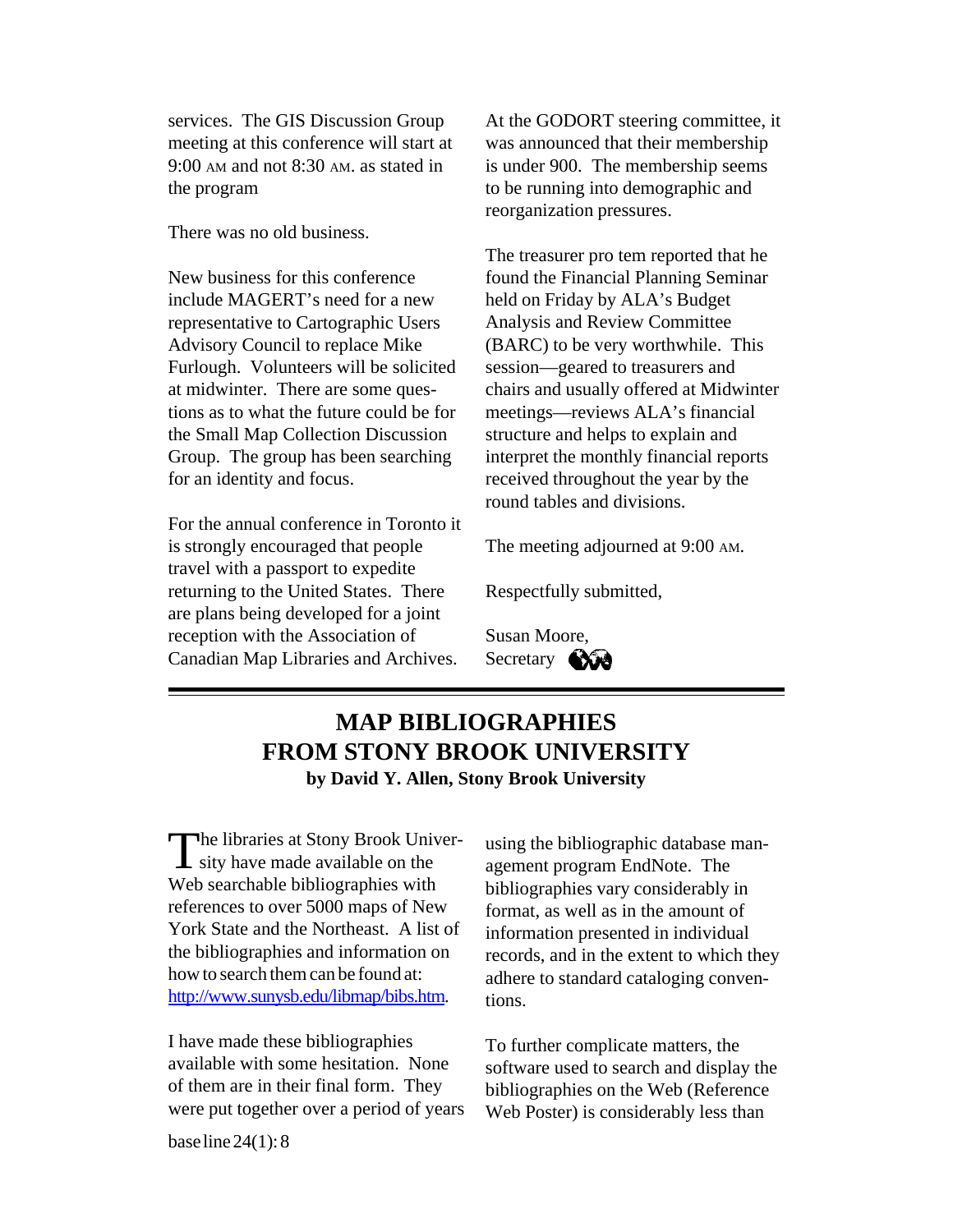services. The GIS Discussion Group meeting at this conference will start at 9:00 AM and not 8:30 AM. as stated in the program

There was no old business.

New business for this conference include MAGERT's need for a new representative to Cartographic Users Advisory Council to replace Mike Furlough. Volunteers will be solicited at midwinter. There are some questions as to what the future could be for the Small Map Collection Discussion Group. The group has been searching for an identity and focus.

For the annual conference in Toronto it is strongly encouraged that people travel with a passport to expedite returning to the United States. There are plans being developed for a joint reception with the Association of Canadian Map Libraries and Archives.

At the GODORT steering committee, it was announced that their membership is under 900. The membership seems to be running into demographic and reorganization pressures.

The treasurer pro tem reported that he found the Financial Planning Seminar held on Friday by ALA's Budget Analysis and Review Committee (BARC) to be very worthwhile. This session—geared to treasurers and chairs and usually offered at Midwinter meetings—reviews ALA's financial structure and helps to explain and interpret the monthly financial reports received throughout the year by the round tables and divisions.

The meeting adjourned at 9:00 AM.

Respectfully submitted,

Susan Moore,
Secretary

---

## MAP BIBLIOGRAPHIES FROM STONY BROOK UNIVERSITY

**by David Y. Allen, Stony Brook University**

The libraries at Stony Brook University have made available on the Web searchable bibliographies with references to over 5000 maps of New York State and the Northeast. A list of the bibliographies and information on how to search them can be found at: http://www.sunysb.edu/libmap/bibs.htm.

I have made these bibliographies available with some hesitation. None of them are in their final form. They were put together over a period of years using the bibliographic database management program EndNote. The bibliographies vary considerably in format, as well as in the amount of information presented in individual records, and in the extent to which they adhere to standard cataloging conventions.

To further complicate matters, the software used to search and display the bibliographies on the Web (Reference Web Poster) is considerably less than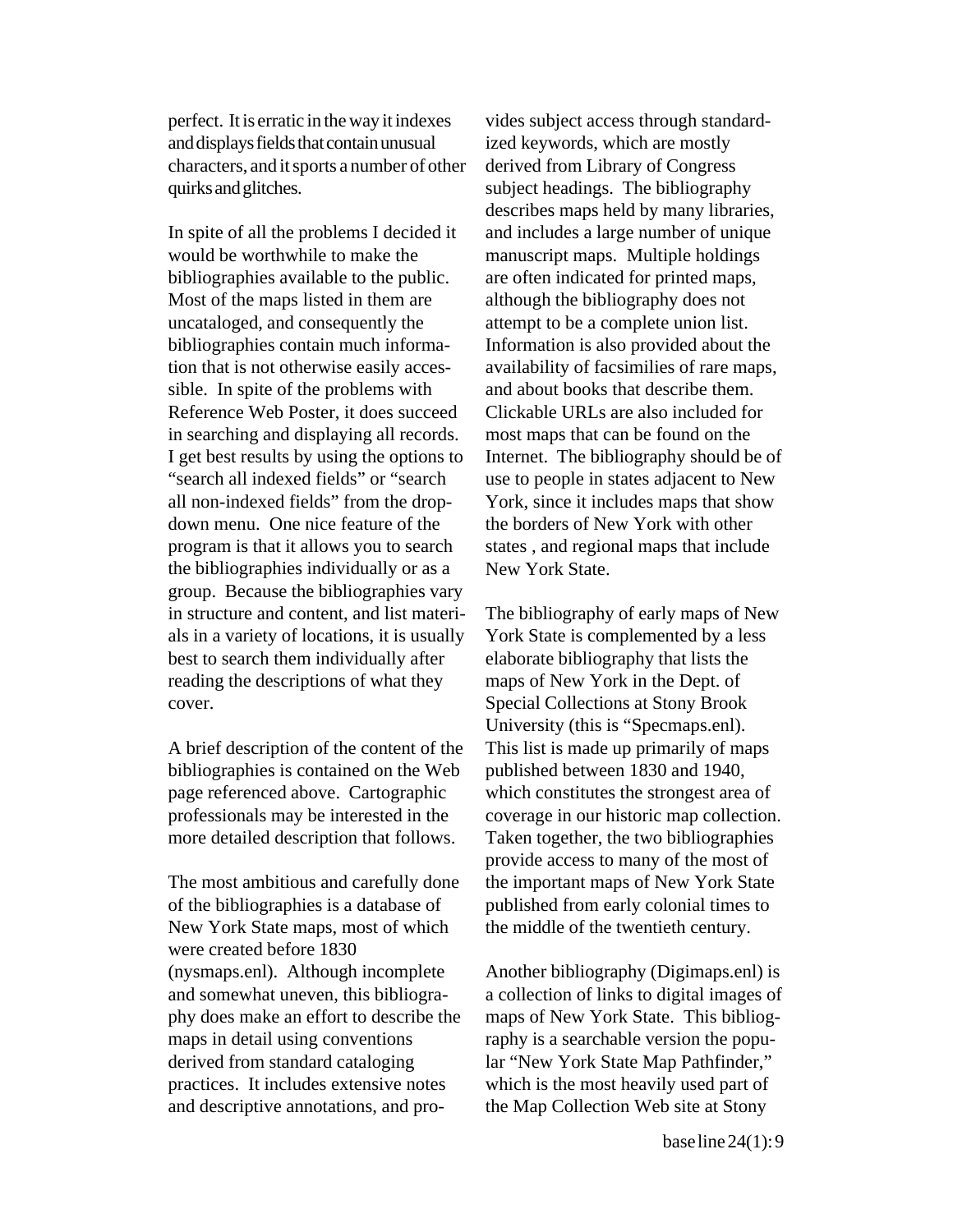perfect. It is erratic in the way it indexes and displays fields that contain unusual characters, and it sports a number of other quirks and glitches.

In spite of all the problems I decided it would be worthwhile to make the bibliographies available to the public. Most of the maps listed in them are uncataloged, and consequently the bibliographies contain much information that is not otherwise easily accessible. In spite of the problems with Reference Web Poster, it does succeed in searching and displaying all records. I get best results by using the options to "search all indexed fields" or "search all non-indexed fields" from the drop-down menu. One nice feature of the program is that it allows you to search the bibliographies individually or as a group. Because the bibliographies vary in structure and content, and list materials in a variety of locations, it is usually best to search them individually after reading the descriptions of what they cover.

A brief description of the content of the bibliographies is contained on the Web page referenced above. Cartographic professionals may be interested in the more detailed description that follows.

The most ambitious and carefully done of the bibliographies is a database of New York State maps, most of which were created before 1830 (nysmaps.enl). Although incomplete and somewhat uneven, this bibliography does make an effort to describe the maps in detail using conventions derived from standard cataloging practices. It includes extensive notes and descriptive annotations, and provides subject access through standardized keywords, which are mostly derived from Library of Congress subject headings. The bibliography describes maps held by many libraries, and includes a large number of unique manuscript maps. Multiple holdings are often indicated for printed maps, although the bibliography does not attempt to be a complete union list. Information is also provided about the availability of facsimilies of rare maps, and about books that describe them. Clickable URLs are also included for most maps that can be found on the Internet. The bibliography should be of use to people in states adjacent to New York, since it includes maps that show the borders of New York with other states , and regional maps that include New York State.

The bibliography of early maps of New York State is complemented by a less elaborate bibliography that lists the maps of New York in the Dept. of Special Collections at Stony Brook University (this is "Specmaps.enl). This list is made up primarily of maps published between 1830 and 1940, which constitutes the strongest area of coverage in our historic map collection. Taken together, the two bibliographies provide access to many of the most of the important maps of New York State published from early colonial times to the middle of the twentieth century.

Another bibliography (Digimaps.enl) is a collection of links to digital images of maps of New York State. This bibliography is a searchable version the popular "New York State Map Pathfinder," which is the most heavily used part of the Map Collection Web site at Stony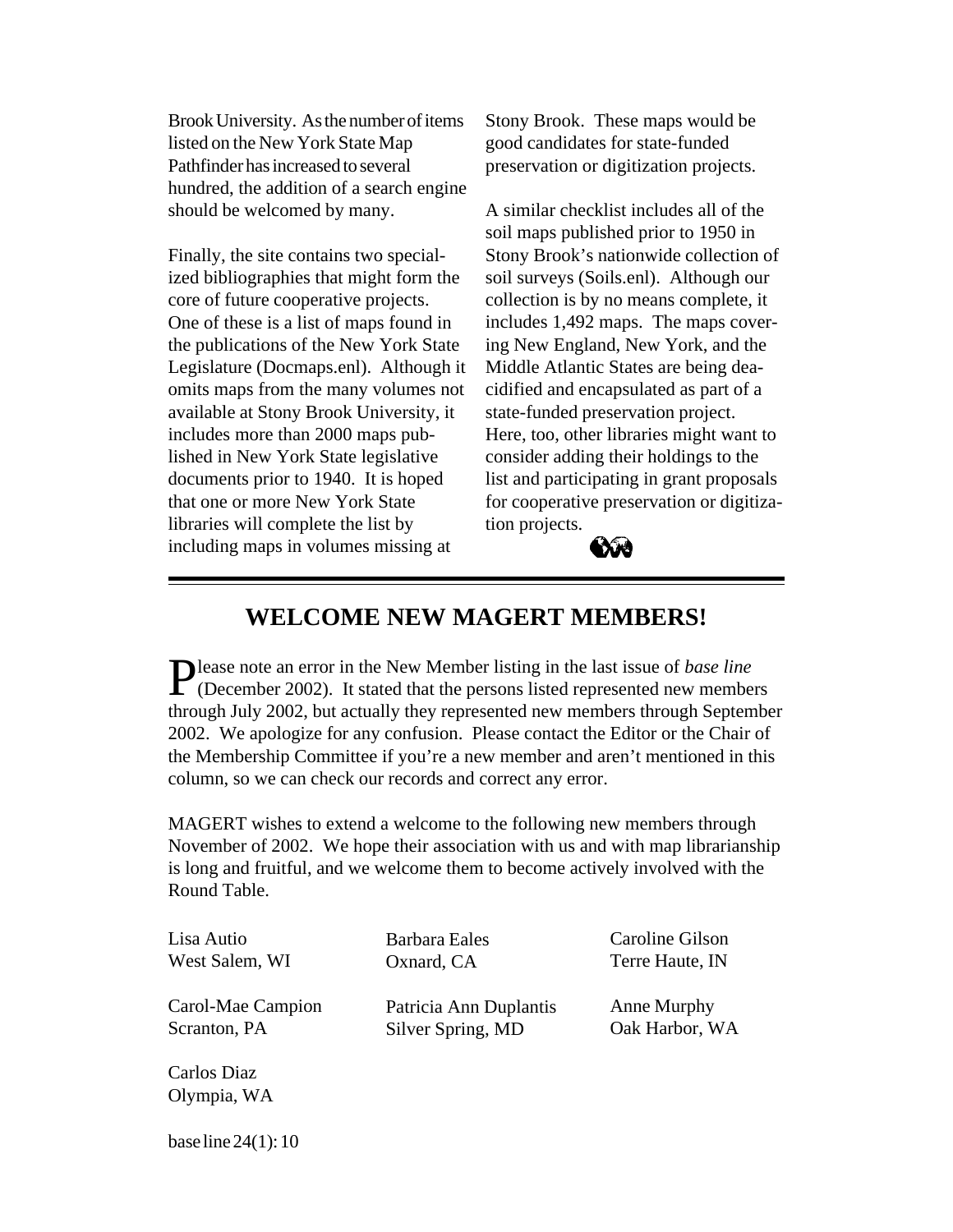Brook University. As the number of items listed on the New York State Map Pathfinder has increased to several hundred, the addition of a search engine should be welcomed by many.

Finally, the site contains two specialized bibliographies that might form the core of future cooperative projects. One of these is a list of maps found in the publications of the New York State Legislature (Docmaps.enl). Although it omits maps from the many volumes not available at Stony Brook University, it includes more than 2000 maps published in New York State legislative documents prior to 1940. It is hoped that one or more New York State libraries will complete the list by including maps in volumes missing at Stony Brook. These maps would be good candidates for state-funded preservation or digitization projects.

A similar checklist includes all of the soil maps published prior to 1950 in Stony Brook's nationwide collection of soil surveys (Soils.enl). Although our collection is by no means complete, it includes 1,492 maps. The maps covering New England, New York, and the Middle Atlantic States are being deacidified and encapsulated as part of a state-funded preservation project. Here, too, other libraries might want to consider adding their holdings to the list and participating in grant proposals for cooperative preservation or digitization projects.

## WELCOME NEW MAGERT MEMBERS!

Please note an error in the New Member listing in the last issue of *base line* (December 2002). It stated that the persons listed represented new members through July 2002, but actually they represented new members through September 2002. We apologize for any confusion. Please contact the Editor or the Chair of the Membership Committee if you're a new member and aren't mentioned in this column, so we can check our records and correct any error.

MAGERT wishes to extend a welcome to the following new members through November of 2002. We hope their association with us and with map librarianship is long and fruitful, and we welcome them to become actively involved with the Round Table.

Lisa Autio
West Salem, WI

Carol-Mae Campion
Scranton, PA

Carlos Diaz
Olympia, WA

Barbara Eales
Oxnard, CA

Patricia Ann Duplantis
Silver Spring, MD

Caroline Gilson
Terre Haute, IN

Anne Murphy
Oak Harbor, WA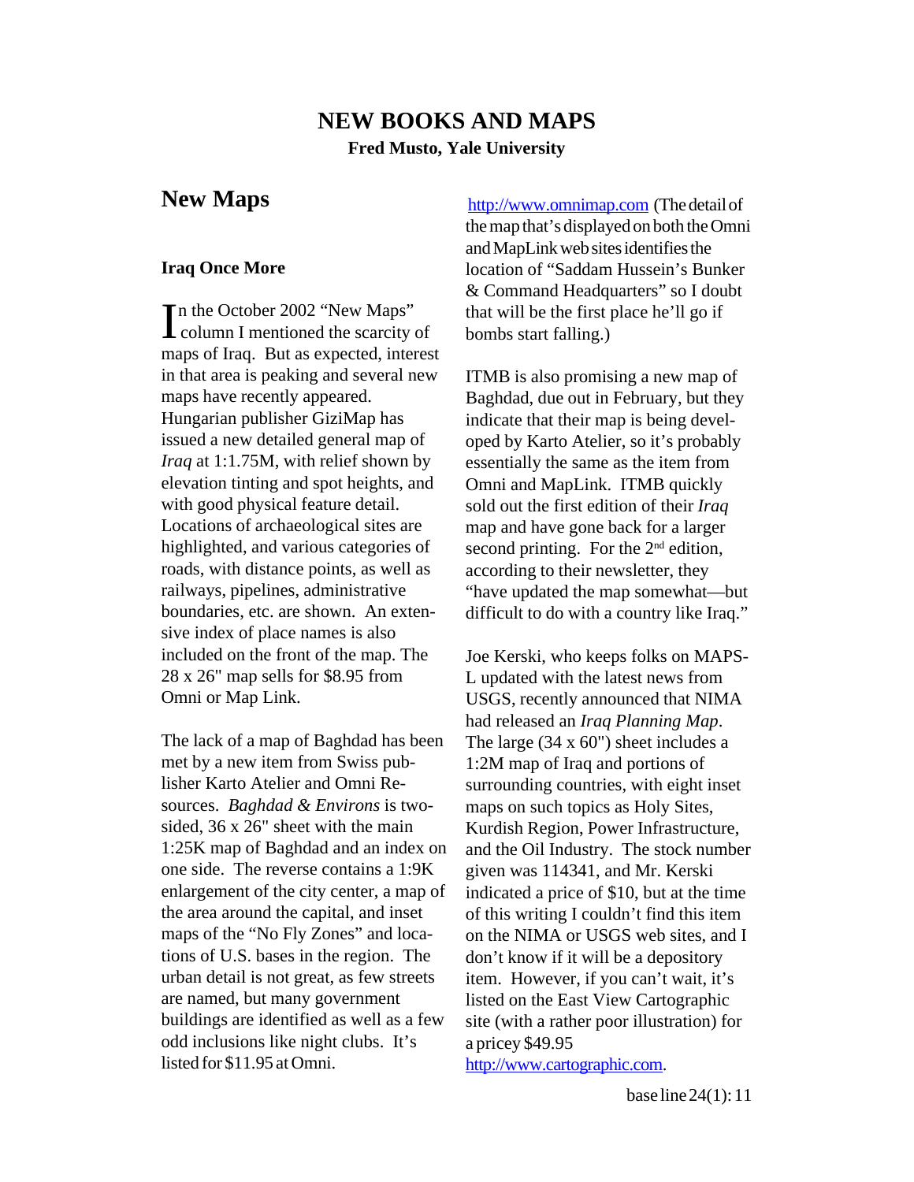# NEW BOOKS AND MAPS

**Fred Musto, Yale University**

## New Maps

### Iraq Once More

In the October 2002 "New Maps" column I mentioned the scarcity of maps of Iraq. But as expected, interest in that area is peaking and several new maps have recently appeared. Hungarian publisher GiziMap has issued a new detailed general map of *Iraq* at 1:1.75M, with relief shown by elevation tinting and spot heights, and with good physical feature detail. Locations of archaeological sites are highlighted, and various categories of roads, with distance points, as well as railways, pipelines, administrative boundaries, etc. are shown. An extensive index of place names is also included on the front of the map. The 28 x 26" map sells for $8.95 from Omni or Map Link.

The lack of a map of Baghdad has been met by a new item from Swiss publisher Karto Atelier and Omni Resources. *Baghdad & Environs* is two-sided, 36 x 26" sheet with the main 1:25K map of Baghdad and an index on one side. The reverse contains a 1:9K enlargement of the city center, a map of the area around the capital, and inset maps of the "No Fly Zones" and locations of U.S. bases in the region. The urban detail is not great, as few streets are named, but many government buildings are identified as well as a few odd inclusions like night clubs. It's listed for $11.95 at Omni. http://www.omnimap.com (The detail of the map that's displayed on both the Omni and MapLink web sites identifies the location of "Saddam Hussein's Bunker & Command Headquarters" so I doubt that will be the first place he'll go if bombs start falling.)

ITMB is also promising a new map of Baghdad, due out in February, but they indicate that their map is being developed by Karto Atelier, so it's probably essentially the same as the item from Omni and MapLink. ITMB quickly sold out the first edition of their *Iraq* map and have gone back for a larger second printing. For the 2nd edition, according to their newsletter, they "have updated the map somewhat—but difficult to do with a country like Iraq."

Joe Kerski, who keeps folks on MAPS-L updated with the latest news from USGS, recently announced that NIMA had released an *Iraq Planning Map*. The large (34 x 60") sheet includes a 1:2M map of Iraq and portions of surrounding countries, with eight inset maps on such topics as Holy Sites, Kurdish Region, Power Infrastructure, and the Oil Industry. The stock number given was 114341, and Mr. Kerski indicated a price of $10, but at the time of this writing I couldn't find this item on the NIMA or USGS web sites, and I don't know if it will be a depository item. However, if you can't wait, it's listed on the East View Cartographic site (with a rather poor illustration) for a pricey $49.95 http://www.cartographic.com.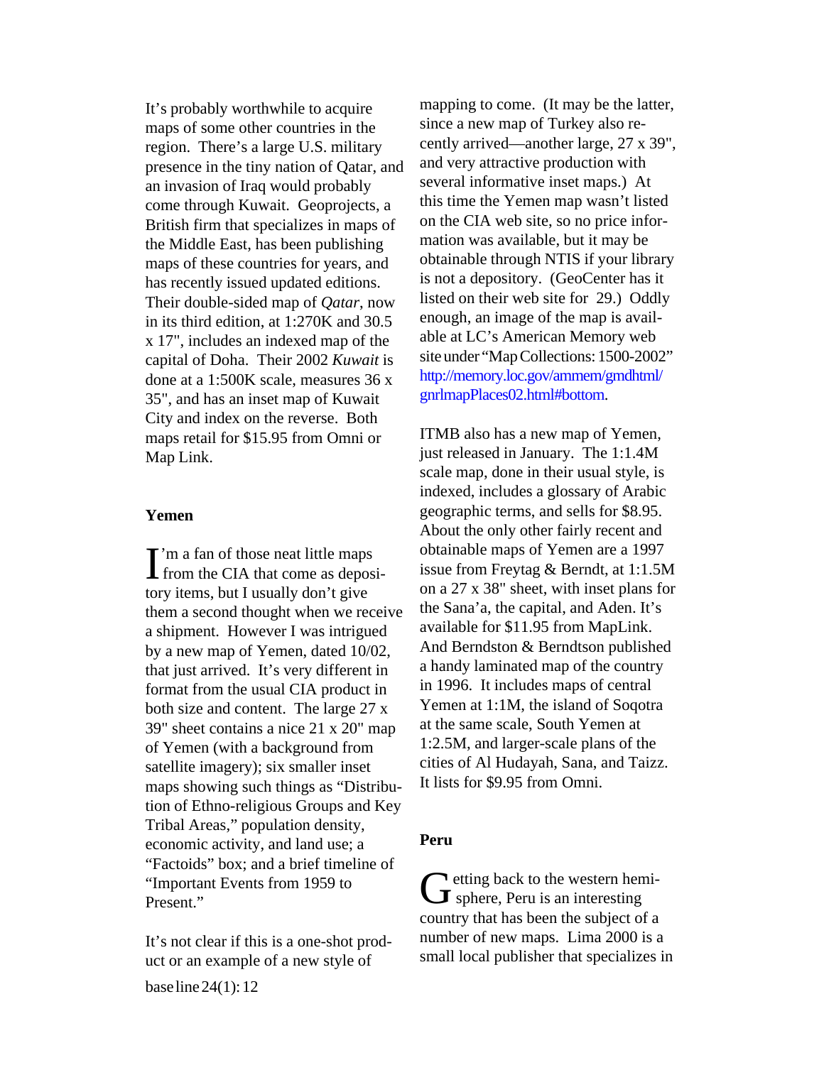It's probably worthwhile to acquire maps of some other countries in the region. There's a large U.S. military presence in the tiny nation of Qatar, and an invasion of Iraq would probably come through Kuwait. Geoprojects, a British firm that specializes in maps of the Middle East, has been publishing maps of these countries for years, and has recently issued updated editions. Their double-sided map of *Qatar*, now in its third edition, at 1:270K and 30.5 x 17", includes an indexed map of the capital of Doha. Their 2002 *Kuwait* is done at a 1:500K scale, measures 36 x 35", and has an inset map of Kuwait City and index on the reverse. Both maps retail for $15.95 from Omni or Map Link.

### Yemen

I'm a fan of those neat little maps from the CIA that come as depository items, but I usually don't give them a second thought when we receive a shipment. However I was intrigued by a new map of Yemen, dated 10/02, that just arrived. It's very different in format from the usual CIA product in both size and content. The large 27 x 39" sheet contains a nice 21 x 20" map of Yemen (with a background from satellite imagery); six smaller inset maps showing such things as "Distribution of Ethno-religious Groups and Key Tribal Areas," population density, economic activity, and land use; a "Factoids" box; and a brief timeline of "Important Events from 1959 to Present."

It's not clear if this is a one-shot product or an example of a new style of mapping to come. (It may be the latter, since a new map of Turkey also recently arrived—another large, 27 x 39", and very attractive production with several informative inset maps.) At this time the Yemen map wasn't listed on the CIA web site, so no price information was available, but it may be obtainable through NTIS if your library is not a depository. (GeoCenter has it listed on their web site for 29.) Oddly enough, an image of the map is available at LC's American Memory web site under "Map Collections: 1500-2002" http://memory.loc.gov/ammem/gmdhtml/gnrlmapPlaces02.html#bottom.

ITMB also has a new map of Yemen, just released in January. The 1:1.4M scale map, done in their usual style, is indexed, includes a glossary of Arabic geographic terms, and sells for $8.95. About the only other fairly recent and obtainable maps of Yemen are a 1997 issue from Freytag & Berndt, at 1:1.5M on a 27 x 38" sheet, with inset plans for the Sana'a, the capital, and Aden. It's available for $11.95 from MapLink. And Berndston & Berndtson published a handy laminated map of the country in 1996. It includes maps of central Yemen at 1:1M, the island of Soqotra at the same scale, South Yemen at 1:2.5M, and larger-scale plans of the cities of Al Hudayah, Sana, and Taizz. It lists for $9.95 from Omni.

### Peru

Getting back to the western hemisphere, Peru is an interesting country that has been the subject of a number of new maps. Lima 2000 is a small local publisher that specializes in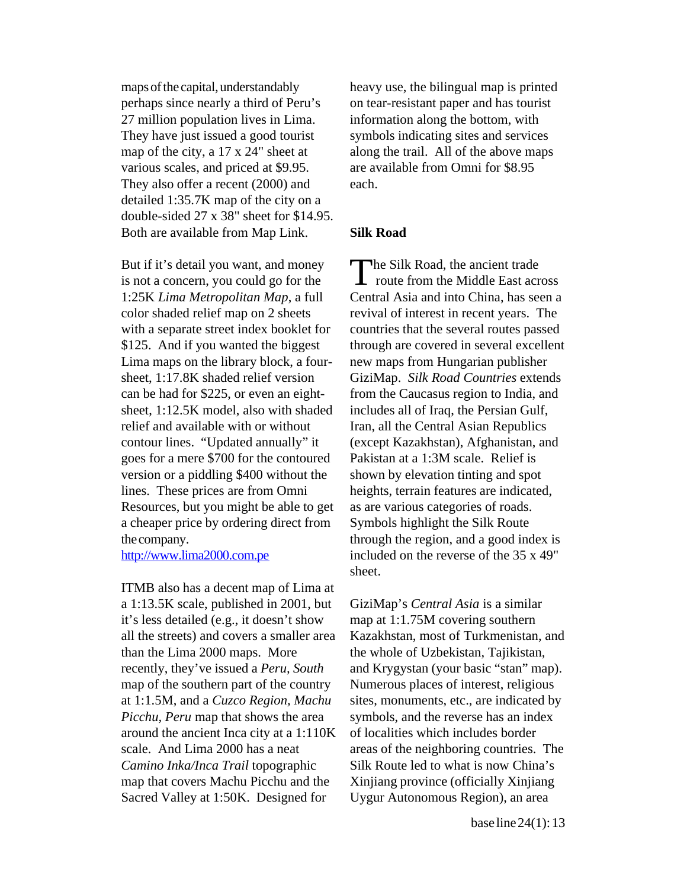maps of the capital, understandably perhaps since nearly a third of Peru's 27 million population lives in Lima. They have just issued a good tourist map of the city, a 17 x 24" sheet at various scales, and priced at $9.95. They also offer a recent (2000) and detailed 1:35.7K map of the city on a double-sided 27 x 38" sheet for $14.95. Both are available from Map Link.

But if it's detail you want, and money is not a concern, you could go for the 1:25K *Lima Metropolitan Map*, a full color shaded relief map on 2 sheets with a separate street index booklet for $125. And if you wanted the biggest Lima maps on the library block, a four-sheet, 1:17.8K shaded relief version can be had for $225, or even an eight-sheet, 1:12.5K model, also with shaded relief and available with or without contour lines. "Updated annually" it goes for a mere $700 for the contoured version or a piddling $400 without the lines. These prices are from Omni Resources, but you might be able to get a cheaper price by ordering direct from the company.
http://www.lima2000.com.pe

ITMB also has a decent map of Lima at a 1:13.5K scale, published in 2001, but it's less detailed (e.g., it doesn't show all the streets) and covers a smaller area than the Lima 2000 maps. More recently, they've issued a *Peru, South* map of the southern part of the country at 1:1.5M, and a *Cuzco Region, Machu Picchu, Peru* map that shows the area around the ancient Inca city at a 1:110K scale. And Lima 2000 has a neat *Camino Inka/Inca Trail* topographic map that covers Machu Picchu and the Sacred Valley at 1:50K. Designed for heavy use, the bilingual map is printed on tear-resistant paper and has tourist information along the bottom, with symbols indicating sites and services along the trail. All of the above maps are available from Omni for $8.95 each.

**Silk Road**

The Silk Road, the ancient trade route from the Middle East across Central Asia and into China, has seen a revival of interest in recent years. The countries that the several routes passed through are covered in several excellent new maps from Hungarian publisher GiziMap. *Silk Road Countries* extends from the Caucasus region to India, and includes all of Iraq, the Persian Gulf, Iran, all the Central Asian Republics (except Kazakhstan), Afghanistan, and Pakistan at a 1:3M scale. Relief is shown by elevation tinting and spot heights, terrain features are indicated, as are various categories of roads. Symbols highlight the Silk Route through the region, and a good index is included on the reverse of the 35 x 49" sheet.

GiziMap's *Central Asia* is a similar map at 1:1.75M covering southern Kazakhstan, most of Turkmenistan, and the whole of Uzbekistan, Tajikistan, and Krygystan (your basic "stan" map). Numerous places of interest, religious sites, monuments, etc., are indicated by symbols, and the reverse has an index of localities which includes border areas of the neighboring countries. The Silk Route led to what is now China's Xinjiang province (officially Xinjiang Uygur Autonomous Region), an area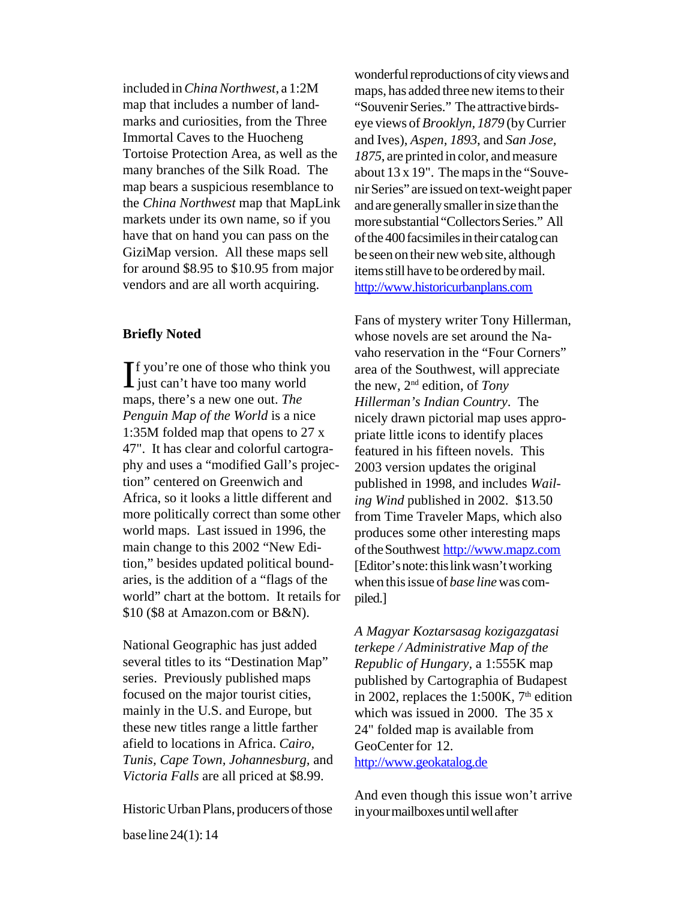included in *China Northwest*, a 1:2M map that includes a number of landmarks and curiosities, from the Three Immortal Caves to the Huocheng Tortoise Protection Area, as well as the many branches of the Silk Road. The map bears a suspicious resemblance to the *China Northwest* map that MapLink markets under its own name, so if you have that on hand you can pass on the GiziMap version. All these maps sell for around $8.95 to $10.95 from major vendors and are all worth acquiring.

**Briefly Noted**

If you're one of those who think you just can't have too many world maps, there's a new one out. *The Penguin Map of the World* is a nice 1:35M folded map that opens to 27 x 47". It has clear and colorful cartography and uses a "modified Gall's projection" centered on Greenwich and Africa, so it looks a little different and more politically correct than some other world maps. Last issued in 1996, the main change to this 2002 "New Edition," besides updated political boundaries, is the addition of a "flags of the world" chart at the bottom. It retails for $10 ($8 at Amazon.com or B&N).

National Geographic has just added several titles to its "Destination Map" series. Previously published maps focused on the major tourist cities, mainly in the U.S. and Europe, but these new titles range a little farther afield to locations in Africa. *Cairo*, *Tunis*, *Cape Town*, *Johannesburg*, and *Victoria Falls* are all priced at $8.99.

Historic Urban Plans, producers of those wonderful reproductions of city views and maps, has added three new items to their "Souvenir Series." The attractive birds-eye views of *Brooklyn, 1879* (by Currier and Ives), *Aspen, 1893*, and *San Jose, 1875*, are printed in color, and measure about 13 x 19". The maps in the "Souvenir Series" are issued on text-weight paper and are generally smaller in size than the more substantial "Collectors Series." All of the 400 facsimiles in their catalog can be seen on their new web site, although items still have to be ordered by mail. http://www.historicurbanplans.com

Fans of mystery writer Tony Hillerman, whose novels are set around the Navaho reservation in the "Four Corners" area of the Southwest, will appreciate the new, 2nd edition, of *Tony Hillerman's Indian Country*. The nicely drawn pictorial map uses appropriate little icons to identify places featured in his fifteen novels. This 2003 version updates the original published in 1998, and includes *Wailing Wind* published in 2002. $13.50 from Time Traveler Maps, which also produces some other interesting maps of the Southwest http://www.mapz.com [Editor's note: this link wasn't working when this issue of *base line* was compiled.]

*A Magyar Koztarsasag kozigazgatasi terkepe / Administrative Map of the Republic of Hungary*, a 1:555K map published by Cartographia of Budapest in 2002, replaces the 1:500K, 7th edition which was issued in 2000. The 35 x 24" folded map is available from GeoCenter for 12. http://www.geokatalog.de

And even though this issue won't arrive in your mailboxes until well after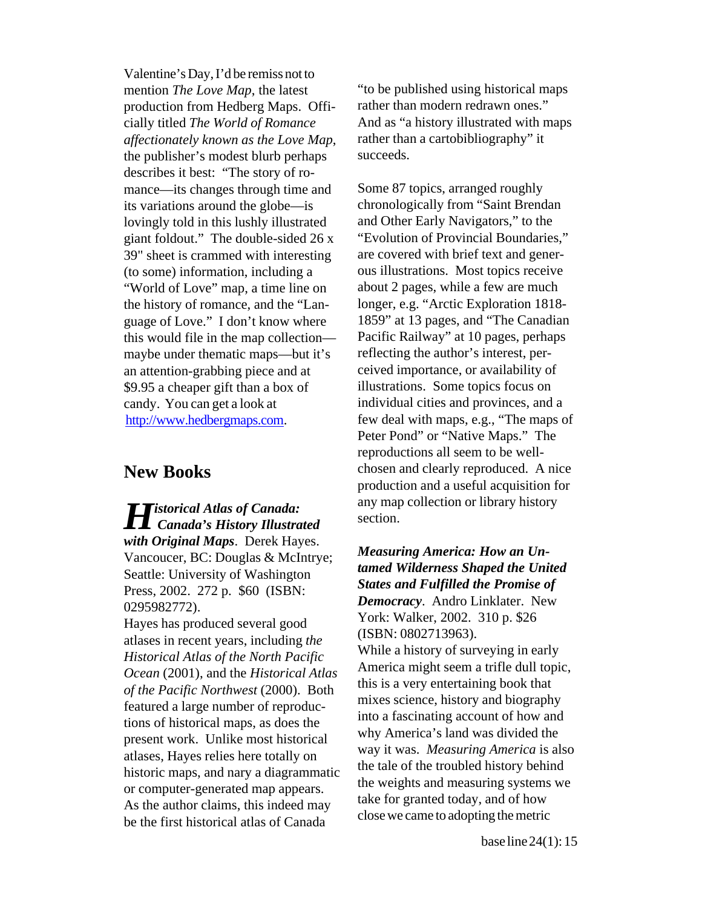Valentine's Day, I'd be remiss not to mention *The Love Map*, the latest production from Hedberg Maps. Officially titled *The World of Romance affectionately known as the Love Map*, the publisher's modest blurb perhaps describes it best: "The story of romance—its changes through time and its variations around the globe—is lovingly told in this lushly illustrated giant foldout." The double-sided 26 x 39" sheet is crammed with interesting (to some) information, including a "World of Love" map, a time line on the history of romance, and the "Language of Love." I don't know where this would file in the map collection—maybe under thematic maps—but it's an attention-grabbing piece and at $9.95 a cheaper gift than a box of candy. You can get a look at http://www.hedbergmaps.com.

## New Books

***Historical Atlas of Canada: Canada's History Illustrated with Original Maps***. Derek Hayes. Vancoucer, BC: Douglas & McIntrye; Seattle: University of Washington Press, 2002. 272 p. $60 (ISBN: 0295982772).

Hayes has produced several good atlases in recent years, including *the Historical Atlas of the North Pacific Ocean* (2001), and the *Historical Atlas of the Pacific Northwest* (2000). Both featured a large number of reproductions of historical maps, as does the present work. Unlike most historical atlases, Hayes relies here totally on historic maps, and nary a diagrammatic or computer-generated map appears. As the author claims, this indeed may be the first historical atlas of Canada "to be published using historical maps rather than modern redrawn ones." And as "a history illustrated with maps rather than a cartobibliography" it succeeds.

Some 87 topics, arranged roughly chronologically from "Saint Brendan and Other Early Navigators," to the "Evolution of Provincial Boundaries," are covered with brief text and generous illustrations. Most topics receive about 2 pages, while a few are much longer, e.g. "Arctic Exploration 1818-1859" at 13 pages, and "The Canadian Pacific Railway" at 10 pages, perhaps reflecting the author's interest, perceived importance, or availability of illustrations. Some topics focus on individual cities and provinces, and a few deal with maps, e.g., "The maps of Peter Pond" or "Native Maps." The reproductions all seem to be well-chosen and clearly reproduced. A nice production and a useful acquisition for any map collection or library history section.

***Measuring America: How an Untamed Wilderness Shaped the United States and Fulfilled the Promise of Democracy***. Andro Linklater. New York: Walker, 2002. 310 p. $26 (ISBN: 0802713963).

While a history of surveying in early America might seem a trifle dull topic, this is a very entertaining book that mixes science, history and biography into a fascinating account of how and why America's land was divided the way it was. *Measuring America* is also the tale of the troubled history behind the weights and measuring systems we take for granted today, and of how close we came to adopting the metric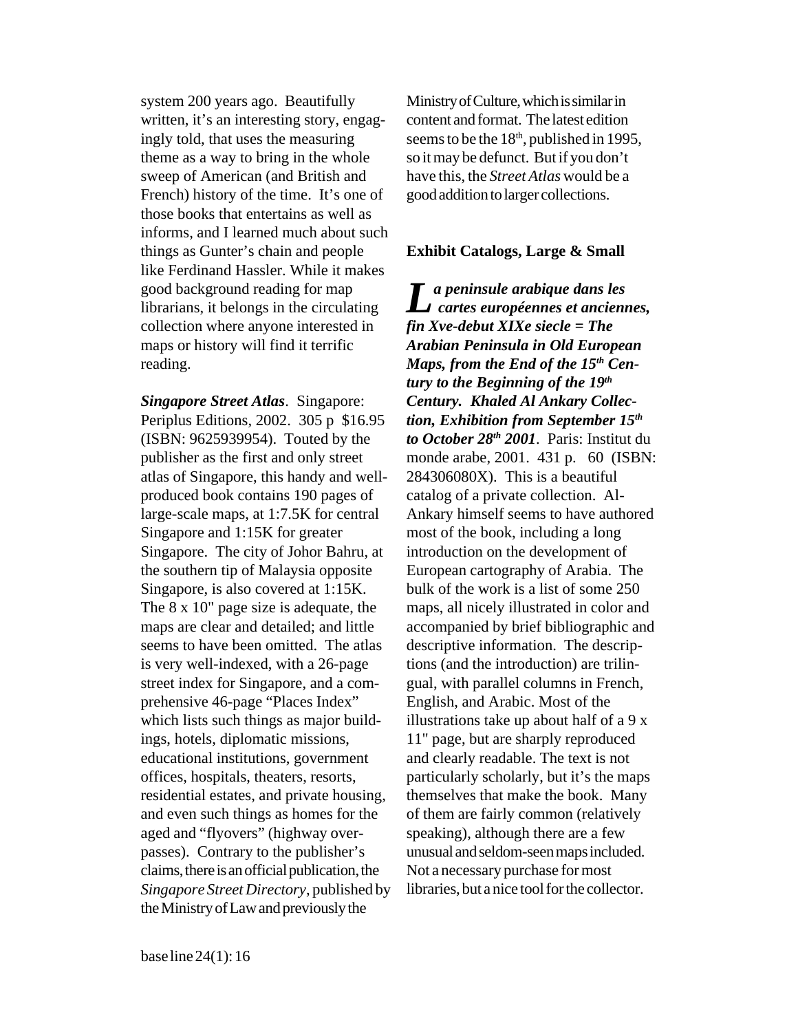system 200 years ago. Beautifully written, it's an interesting story, engagingly told, that uses the measuring theme as a way to bring in the whole sweep of American (and British and French) history of the time. It's one of those books that entertains as well as informs, and I learned much about such things as Gunter's chain and people like Ferdinand Hassler. While it makes good background reading for map librarians, it belongs in the circulating collection where anyone interested in maps or history will find it terrific reading.

***Singapore Street Atlas***. Singapore: Periplus Editions, 2002. 305 p $16.95 (ISBN: 9625939954). Touted by the publisher as the first and only street atlas of Singapore, this handy and well-produced book contains 190 pages of large-scale maps, at 1:7.5K for central Singapore and 1:15K for greater Singapore. The city of Johor Bahru, at the southern tip of Malaysia opposite Singapore, is also covered at 1:15K. The 8 x 10" page size is adequate, the maps are clear and detailed; and little seems to have been omitted. The atlas is very well-indexed, with a 26-page street index for Singapore, and a comprehensive 46-page "Places Index" which lists such things as major buildings, hotels, diplomatic missions, educational institutions, government offices, hospitals, theaters, resorts, residential estates, and private housing, and even such things as homes for the aged and "flyovers" (highway overpasses). Contrary to the publisher's claims, there is an official publication, the *Singapore Street Directory*, published by the Ministry of Law and previously the Ministry of Culture, which is similar in content and format. The latest edition seems to be the 18th, published in 1995, so it may be defunct. But if you don't have this, the *Street Atlas* would be a good addition to larger collections.

### Exhibit Catalogs, Large & Small

***La peninsule arabique dans les cartes européennes et anciennes, fin Xve-debut XIXe siecle = The Arabian Peninsula in Old European Maps, from the End of the 15th Century to the Beginning of the 19th Century. Khaled Al Ankary Collection, Exhibition from September 15th to October 28th 2001***. Paris: Institut du monde arabe, 2001. 431 p. 60 (ISBN: 284306080X). This is a beautiful catalog of a private collection. Al-Ankary himself seems to have authored most of the book, including a long introduction on the development of European cartography of Arabia. The bulk of the work is a list of some 250 maps, all nicely illustrated in color and accompanied by brief bibliographic and descriptive information. The descriptions (and the introduction) are trilingual, with parallel columns in French, English, and Arabic. Most of the illustrations take up about half of a 9 x 11" page, but are sharply reproduced and clearly readable. The text is not particularly scholarly, but it's the maps themselves that make the book. Many of them are fairly common (relatively speaking), although there are a few unusual and seldom-seen maps included. Not a necessary purchase for most libraries, but a nice tool for the collector.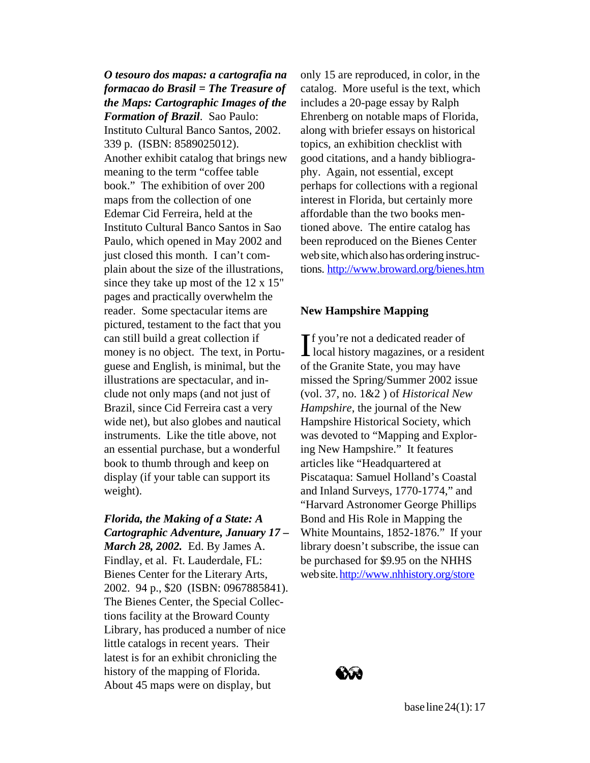***O tesouro dos mapas: a cartografia na formacao do Brasil = The Treasure of the Maps: Cartographic Images of the Formation of Brazil***. Sao Paulo: Instituto Cultural Banco Santos, 2002. 339 p. (ISBN: 8589025012). Another exhibit catalog that brings new meaning to the term "coffee table book." The exhibition of over 200 maps from the collection of one Edemar Cid Ferreira, held at the Instituto Cultural Banco Santos in Sao Paulo, which opened in May 2002 and just closed this month. I can't complain about the size of the illustrations, since they take up most of the 12 x 15" pages and practically overwhelm the reader. Some spectacular items are pictured, testament to the fact that you can still build a great collection if money is no object. The text, in Portuguese and English, is minimal, but the illustrations are spectacular, and include not only maps (and not just of Brazil, since Cid Ferreira cast a very wide net), but also globes and nautical instruments. Like the title above, not an essential purchase, but a wonderful book to thumb through and keep on display (if your table can support its weight).

***Florida, the Making of a State: A Cartographic Adventure, January 17 – March 28, 2002.*** Ed. By James A. Findlay, et al. Ft. Lauderdale, FL: Bienes Center for the Literary Arts, 2002. 94 p., $20 (ISBN: 0967885841). The Bienes Center, the Special Collections facility at the Broward County Library, has produced a number of nice little catalogs in recent years. Their latest is for an exhibit chronicling the history of the mapping of Florida. About 45 maps were on display, but only 15 are reproduced, in color, in the catalog. More useful is the text, which includes a 20-page essay by Ralph Ehrenberg on notable maps of Florida, along with briefer essays on historical topics, an exhibition checklist with good citations, and a handy bibliography. Again, not essential, except perhaps for collections with a regional interest in Florida, but certainly more affordable than the two books mentioned above. The entire catalog has been reproduced on the Bienes Center web site, which also has ordering instructions. http://www.broward.org/bienes.htm

**New Hampshire Mapping**

If you're not a dedicated reader of local history magazines, or a resident of the Granite State, you may have missed the Spring/Summer 2002 issue (vol. 37, no. 1&2 ) of *Historical New Hampshire*, the journal of the New Hampshire Historical Society, which was devoted to "Mapping and Exploring New Hampshire." It features articles like "Headquartered at Piscataqua: Samuel Holland's Coastal and Inland Surveys, 1770-1774," and "Harvard Astronomer George Phillips Bond and His Role in Mapping the White Mountains, 1852-1876." If your library doesn't subscribe, the issue can be purchased for $9.95 on the NHHS web site. http://www.nhhistory.org/store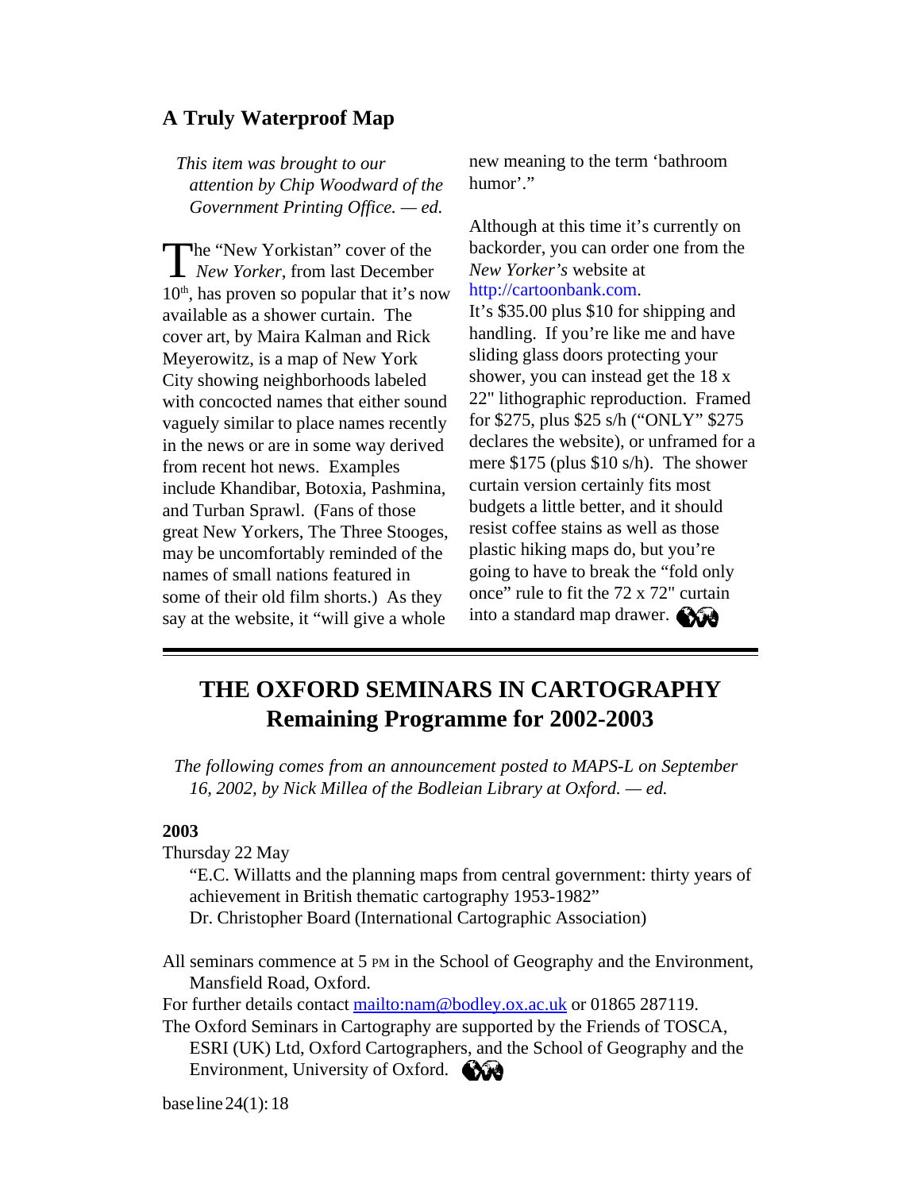## A Truly Waterproof Map

*This item was brought to our attention by Chip Woodward of the Government Printing Office. — ed.*

The "New Yorkistan" cover of the *New Yorker*, from last December 10th, has proven so popular that it's now available as a shower curtain. The cover art, by Maira Kalman and Rick Meyerowitz, is a map of New York City showing neighborhoods labeled with concocted names that either sound vaguely similar to place names recently in the news or are in some way derived from recent hot news. Examples include Khandibar, Botoxia, Pashmina, and Turban Sprawl. (Fans of those great New Yorkers, The Three Stooges, may be uncomfortably reminded of the names of small nations featured in some of their old film shorts.) As they say at the website, it "will give a whole new meaning to the term 'bathroom humor'."

Although at this time it's currently on backorder, you can order one from the *New Yorker's* website at http://cartoonbank.com. It's $35.00 plus $10 for shipping and handling. If you're like me and have sliding glass doors protecting your shower, you can instead get the 18 x 22" lithographic reproduction. Framed for $275, plus $25 s/h ("ONLY" $275 declares the website), or unframed for a mere $175 (plus $10 s/h). The shower curtain version certainly fits most budgets a little better, and it should resist coffee stains as well as those plastic hiking maps do, but you're going to have to break the "fold only once" rule to fit the 72 x 72" curtain into a standard map drawer.

---

## THE OXFORD SEMINARS IN CARTOGRAPHY
## Remaining Programme for 2002-2003

*The following comes from an announcement posted to MAPS-L on September 16, 2002, by Nick Millea of the Bodleian Library at Oxford. — ed.*

**2003**

Thursday 22 May

"E.C. Willatts and the planning maps from central government: thirty years of achievement in British thematic cartography 1953-1982"
Dr. Christopher Board (International Cartographic Association)

All seminars commence at 5 PM in the School of Geography and the Environment, Mansfield Road, Oxford.

For further details contact mailto:nam@bodley.ox.ac.uk or 01865 287119.

The Oxford Seminars in Cartography are supported by the Friends of TOSCA, ESRI (UK) Ltd, Oxford Cartographers, and the School of Geography and the Environment, University of Oxford.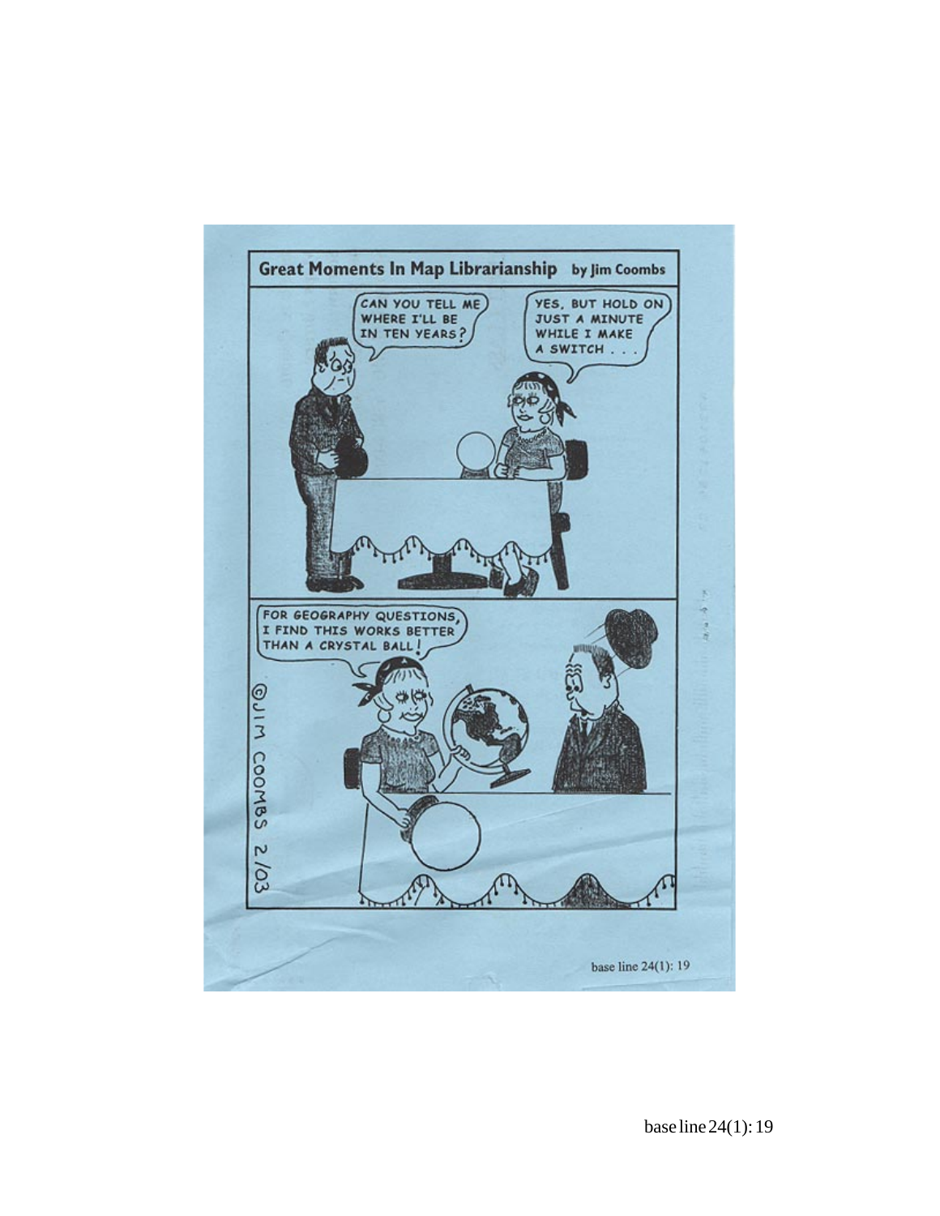**Great Moments In Map Librarianship** by Jim Coombs

CAN YOU TELL ME WHERE I'LL BE IN TEN YEARS?

YES, BUT HOLD ON JUST A MINUTE WHILE I MAKE A SWITCH . . .

FOR GEOGRAPHY QUESTIONS, I FIND THIS WORKS BETTER THAN A CRYSTAL BALL!

©JIM COOMBS 2/03